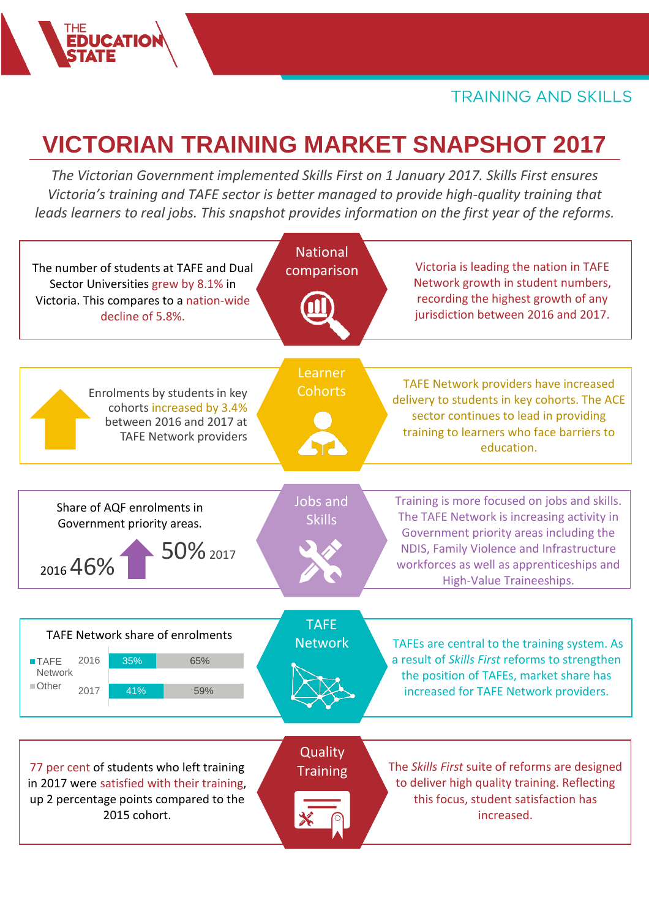THE EDUCATION STATE

TRAINING AND SKILLS

# VICTORIAN TRAINING MARKET SNAPSHOT 2017

*The Victorian Government implemented Skills First on 1 January 2017. Skills First ensures Victoria's training and TAFE sector is better managed to provide high-quality training that leads learners to real jobs. This snapshot provides information on the first year of the reforms.*

## National comparison

The number of students at TAFE and Dual Sector Universities grew by 8.1% in Victoria. This compares to a nation-wide decline of 5.8%.

Victoria is leading the nation in TAFE Network growth in student numbers, recording the highest growth of any jurisdiction between 2016 and 2017.

## Learner Cohorts

Enrolments by students in key cohorts increased by 3.4% between 2016 and 2017 at TAFE Network providers

TAFE Network providers have increased delivery to students in key cohorts. The ACE sector continues to lead in providing training to learners who face barriers to education.

## Jobs and Skills

Share of AQF enrolments in Government priority areas.

2016 46% → 50% 2017

Training is more focused on jobs and skills. The TAFE Network is increasing activity in Government priority areas including the NDIS, Family Violence and Infrastructure workforces as well as apprenticeships and High-Value Traineeships.

## TAFE Network

TAFE Network share of enrolments

| Year | TAFE Network | Other |
|---|---|---|
| 2016 | 35% | 65% |
| 2017 | 41% | 59% |

TAFEs are central to the training system. As a result of *Skills First* reforms to strengthen the position of TAFEs, market share has increased for TAFE Network providers.

## Quality Training

77 per cent of students who left training in 2017 were satisfied with their training, up 2 percentage points compared to the 2015 cohort.

The *Skills First* suite of reforms are designed to deliver high quality training. Reflecting this focus, student satisfaction has increased.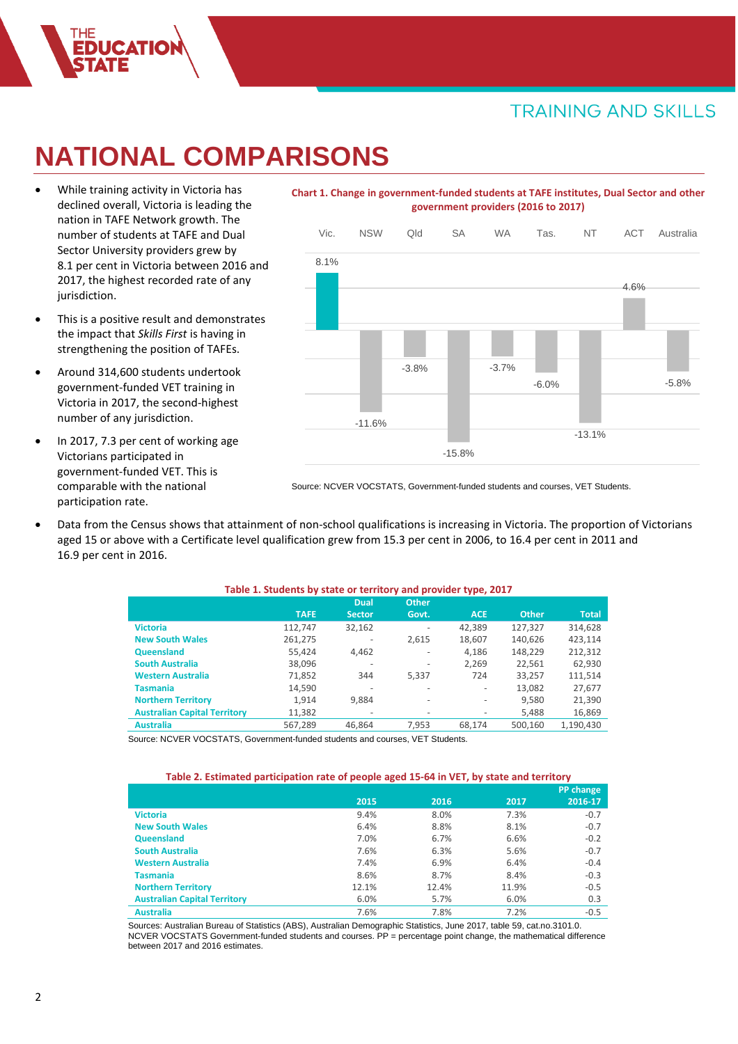# NATIONAL COMPARISONS

- While training activity in Victoria has declined overall, Victoria is leading the nation in TAFE Network growth. The number of students at TAFE and Dual Sector University providers grew by 8.1 per cent in Victoria between 2016 and 2017, the highest recorded rate of any jurisdiction.
- This is a positive result and demonstrates the impact that *Skills First* is having in strengthening the position of TAFEs.
- Around 314,600 students undertook government-funded VET training in Victoria in 2017, the second-highest number of any jurisdiction.
- In 2017, 7.3 per cent of working age Victorians participated in government-funded VET. This is comparable with the national participation rate.

**Chart 1. Change in government-funded students at TAFE institutes, Dual Sector and other government providers (2016 to 2017)**

| Vic. | NSW | Qld | SA | WA | Tas. | NT | ACT | Australia |
|---|---|---|---|---|---|---|---|---|
| 8.1% | -11.6% | -3.8% | -15.8% | -3.7% | -6.0% | -13.1% | 4.6% | -5.8% |

Source: NCVER VOCSTATS, Government-funded students and courses, VET Students.

- Data from the Census shows that attainment of non-school qualifications is increasing in Victoria. The proportion of Victorians aged 15 or above with a Certificate level qualification grew from 15.3 per cent in 2006, to 16.4 per cent in 2011 and 16.9 per cent in 2016.

**Table 1. Students by state or territory and provider type, 2017**

| | TAFE | Dual Sector | Other Govt. | ACE | Other | Total |
|---|---|---|---|---|---|---|
| Victoria | 112,747 | 32,162 | - | 42,389 | 127,327 | 314,628 |
| New South Wales | 261,275 | - | 2,615 | 18,607 | 140,626 | 423,114 |
| Queensland | 55,424 | 4,462 | - | 4,186 | 148,229 | 212,312 |
| South Australia | 38,096 | - | - | 2,269 | 22,561 | 62,930 |
| Western Australia | 71,852 | 344 | 5,337 | 724 | 33,257 | 111,514 |
| Tasmania | 14,590 | - | - | - | 13,082 | 27,677 |
| Northern Territory | 1,914 | 9,884 | - | - | 9,580 | 21,390 |
| Australian Capital Territory | 11,382 | - | - | - | 5,488 | 16,869 |
| Australia | 567,289 | 46,864 | 7,953 | 68,174 | 500,160 | 1,190,430 |

Source: NCVER VOCSTATS, Government-funded students and courses, VET Students.

**Table 2. Estimated participation rate of people aged 15-64 in VET, by state and territory**

| | 2015 | 2016 | 2017 | PP change 2016-17 |
|---|---|---|---|---|
| Victoria | 9.4% | 8.0% | 7.3% | -0.7 |
| New South Wales | 6.4% | 8.8% | 8.1% | -0.7 |
| Queensland | 7.0% | 6.7% | 6.6% | -0.2 |
| South Australia | 7.6% | 6.3% | 5.6% | -0.7 |
| Western Australia | 7.4% | 6.9% | 6.4% | -0.4 |
| Tasmania | 8.6% | 8.7% | 8.4% | -0.3 |
| Northern Territory | 12.1% | 12.4% | 11.9% | -0.5 |
| Australian Capital Territory | 6.0% | 5.7% | 6.0% | 0.3 |
| Australia | 7.6% | 7.8% | 7.2% | -0.5 |

Sources: Australian Bureau of Statistics (ABS), Australian Demographic Statistics, June 2017, table 59, cat.no.3101.0. NCVER VOCSTATS Government-funded students and courses. PP = percentage point change, the mathematical difference between 2017 and 2016 estimates.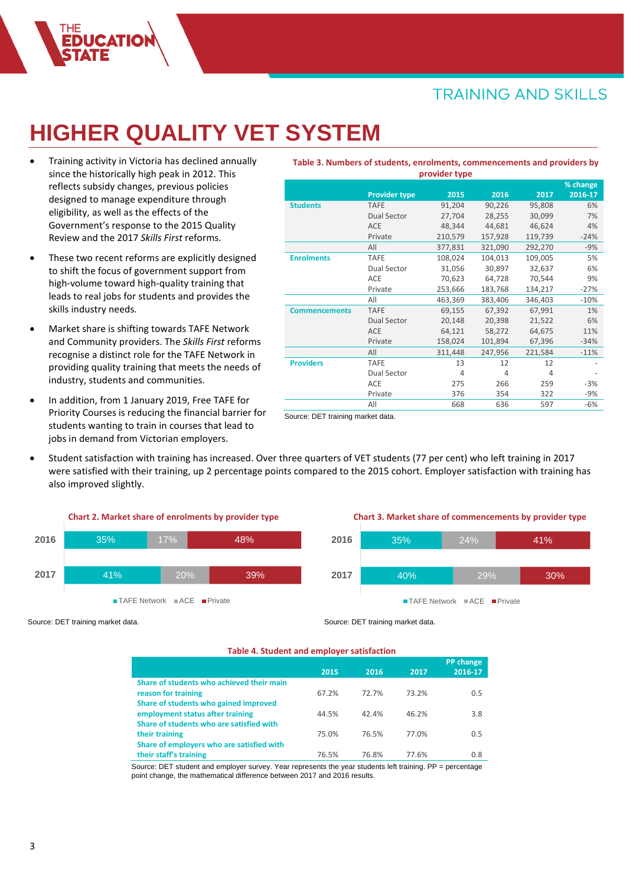# HIGHER QUALITY VET SYSTEM

- Training activity in Victoria has declined annually since the historically high peak in 2012. This reflects subsidy changes, previous policies designed to manage expenditure through eligibility, as well as the effects of the Government's response to the 2015 Quality Review and the 2017 *Skills First* reforms.
- These two recent reforms are explicitly designed to shift the focus of government support from high-volume toward high-quality training that leads to real jobs for students and provides the skills industry needs.
- Market share is shifting towards TAFE Network and Community providers. The *Skills First* reforms recognise a distinct role for the TAFE Network in providing quality training that meets the needs of industry, students and communities.
- In addition, from 1 January 2019, Free TAFE for Priority Courses is reducing the financial barrier for students wanting to train in courses that lead to jobs in demand from Victorian employers.

**Table 3. Numbers of students, enrolments, commencements and providers by provider type**

| | Provider type | 2015 | 2016 | 2017 | % change 2016-17 |
|---|---|---|---|---|---|
| **Students** | TAFE | 91,204 | 90,226 | 95,808 | 6% |
| | Dual Sector | 27,704 | 28,255 | 30,099 | 7% |
| | ACE | 48,344 | 44,681 | 46,624 | 4% |
| | Private | 210,579 | 157,928 | 119,739 | -24% |
| | All | 377,831 | 321,090 | 292,270 | -9% |
| **Enrolments** | TAFE | 108,024 | 104,013 | 109,005 | 5% |
| | Dual Sector | 31,056 | 30,897 | 32,637 | 6% |
| | ACE | 70,623 | 64,728 | 70,544 | 9% |
| | Private | 253,666 | 183,768 | 134,217 | -27% |
| | All | 463,369 | 383,406 | 346,403 | -10% |
| **Commencements** | TAFE | 69,155 | 67,392 | 67,991 | 1% |
| | Dual Sector | 20,148 | 20,398 | 21,522 | 6% |
| | ACE | 64,121 | 58,272 | 64,675 | 11% |
| | Private | 158,024 | 101,894 | 67,396 | -34% |
| | All | 311,448 | 247,956 | 221,584 | -11% |
| **Providers** | TAFE | 13 | 12 | 12 | - |
| | Dual Sector | 4 | 4 | 4 | - |
| | ACE | 275 | 266 | 259 | -3% |
| | Private | 376 | 354 | 322 | -9% |
| | All | 668 | 636 | 597 | -6% |

Source: DET training market data.

- Student satisfaction with training has increased. Over three quarters of VET students (77 per cent) who left training in 2017 were satisfied with their training, up 2 percentage points compared to the 2015 cohort. Employer satisfaction with training has also improved slightly.

**Chart 2. Market share of enrolments by provider type**

| | TAFE Network | ACE | Private |
|---|---|---|---|
| 2016 | 35% | 17% | 48% |
| 2017 | 41% | 20% | 39% |

Source: DET training market data.

**Chart 3. Market share of commencements by provider type**

| | TAFE Network | ACE | Private |
|---|---|---|---|
| 2016 | 35% | 24% | 41% |
| 2017 | 40% | 29% | 30% |

Source: DET training market data.

**Table 4. Student and employer satisfaction**

| | 2015 | 2016 | 2017 | PP change 2016-17 |
|---|---|---|---|---|
| Share of students who achieved their main reason for training | 67.2% | 72.7% | 73.2% | 0.5 |
| Share of students who gained improved employment status after training | 44.5% | 42.4% | 46.2% | 3.8 |
| Share of students who are satisfied with their training | 75.0% | 76.5% | 77.0% | 0.5 |
| Share of employers who are satisfied with their staff's training | 76.5% | 76.8% | 77.6% | 0.8 |

Source: DET student and employer survey. Year represents the year students left training. PP = percentage point change, the mathematical difference between 2017 and 2016 results.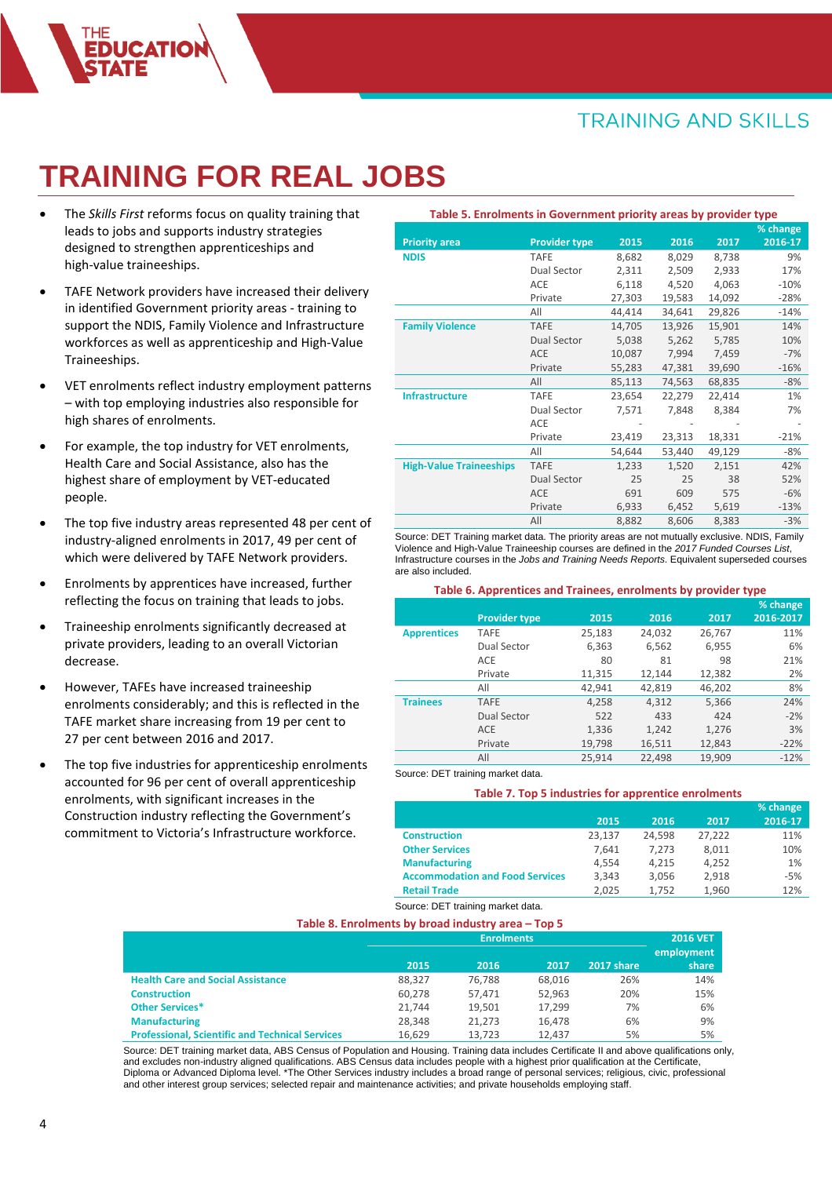# TRAINING FOR REAL JOBS

- The *Skills First* reforms focus on quality training that leads to jobs and supports industry strategies designed to strengthen apprenticeships and high-value traineeships.
- TAFE Network providers have increased their delivery in identified Government priority areas - training to support the NDIS, Family Violence and Infrastructure workforces as well as apprenticeship and High-Value Traineeships.
- VET enrolments reflect industry employment patterns – with top employing industries also responsible for high shares of enrolments.
- For example, the top industry for VET enrolments, Health Care and Social Assistance, also has the highest share of employment by VET-educated people.
- The top five industry areas represented 48 per cent of industry-aligned enrolments in 2017, 49 per cent of which were delivered by TAFE Network providers.
- Enrolments by apprentices have increased, further reflecting the focus on training that leads to jobs.
- Traineeship enrolments significantly decreased at private providers, leading to an overall Victorian decrease.
- However, TAFEs have increased traineeship enrolments considerably; and this is reflected in the TAFE market share increasing from 19 per cent to 27 per cent between 2016 and 2017.
- The top five industries for apprenticeship enrolments accounted for 96 per cent of overall apprenticeship enrolments, with significant increases in the Construction industry reflecting the Government's commitment to Victoria's Infrastructure workforce.

**Table 5. Enrolments in Government priority areas by provider type**

| Priority area | Provider type | 2015 | 2016 | 2017 | % change 2016-17 |
|---|---|---|---|---|---|
| NDIS | TAFE | 8,682 | 8,029 | 8,738 | 9% |
| | Dual Sector | 2,311 | 2,509 | 2,933 | 17% |
| | ACE | 6,118 | 4,520 | 4,063 | -10% |
| | Private | 27,303 | 19,583 | 14,092 | -28% |
| | All | 44,414 | 34,641 | 29,826 | -14% |
| Family Violence | TAFE | 14,705 | 13,926 | 15,901 | 14% |
| | Dual Sector | 5,038 | 5,262 | 5,785 | 10% |
| | ACE | 10,087 | 7,994 | 7,459 | -7% |
| | Private | 55,283 | 47,381 | 39,690 | -16% |
| | All | 85,113 | 74,563 | 68,835 | -8% |
| Infrastructure | TAFE | 23,654 | 22,279 | 22,414 | 1% |
| | Dual Sector | 7,571 | 7,848 | 8,384 | 7% |
| | ACE | - | - | - | - |
| | Private | 23,419 | 23,313 | 18,331 | -21% |
| | All | 54,644 | 53,440 | 49,129 | -8% |
| High-Value Traineeships | TAFE | 1,233 | 1,520 | 2,151 | 42% |
| | Dual Sector | 25 | 25 | 38 | 52% |
| | ACE | 691 | 609 | 575 | -6% |
| | Private | 6,933 | 6,452 | 5,619 | -13% |
| | All | 8,882 | 8,606 | 8,383 | -3% |

Source: DET Training market data. The priority areas are not mutually exclusive. NDIS, Family Violence and High-Value Traineeship courses are defined in the *2017 Funded Courses List*, Infrastructure courses in the *Jobs and Training Needs Reports*. Equivalent superseded courses are also included.

**Table 6. Apprentices and Trainees, enrolments by provider type**

| | Provider type | 2015 | 2016 | 2017 | % change 2016-2017 |
|---|---|---|---|---|---|
| Apprentices | TAFE | 25,183 | 24,032 | 26,767 | 11% |
| | Dual Sector | 6,363 | 6,562 | 6,955 | 6% |
| | ACE | 80 | 81 | 98 | 21% |
| | Private | 11,315 | 12,144 | 12,382 | 2% |
| | All | 42,941 | 42,819 | 46,202 | 8% |
| Trainees | TAFE | 4,258 | 4,312 | 5,366 | 24% |
| | Dual Sector | 522 | 433 | 424 | -2% |
| | ACE | 1,336 | 1,242 | 1,276 | 3% |
| | Private | 19,798 | 16,511 | 12,843 | -22% |
| | All | 25,914 | 22,498 | 19,909 | -12% |

Source: DET training market data.

**Table 7. Top 5 industries for apprentice enrolments**

| | 2015 | 2016 | 2017 | % change 2016-17 |
|---|---|---|---|---|
| Construction | 23,137 | 24,598 | 27,222 | 11% |
| Other Services | 7,641 | 7,273 | 8,011 | 10% |
| Manufacturing | 4,554 | 4,215 | 4,252 | 1% |
| Accommodation and Food Services | 3,343 | 3,056 | 2,918 | -5% |
| Retail Trade | 2,025 | 1,752 | 1,960 | 12% |

Source: DET training market data.

**Table 8. Enrolments by broad industry area – Top 5**

| | Enrolments | | | | 2016 VET employment share |
|---|---|---|---|---|---|
| | 2015 | 2016 | 2017 | 2017 share | |
| Health Care and Social Assistance | 88,327 | 76,788 | 68,016 | 26% | 14% |
| Construction | 60,278 | 57,471 | 52,963 | 20% | 15% |
| Other Services* | 21,744 | 19,501 | 17,299 | 7% | 6% |
| Manufacturing | 28,348 | 21,273 | 16,478 | 6% | 9% |
| Professional, Scientific and Technical Services | 16,629 | 13,723 | 12,437 | 5% | 5% |

Source: DET training market data, ABS Census of Population and Housing. Training data includes Certificate II and above qualifications only, and excludes non-industry aligned qualifications. ABS Census data includes people with a highest prior qualification at the Certificate, Diploma or Advanced Diploma level. *The Other Services industry includes a broad range of personal services; religious, civic, professional and other interest group services; selected repair and maintenance activities; and private households employing staff.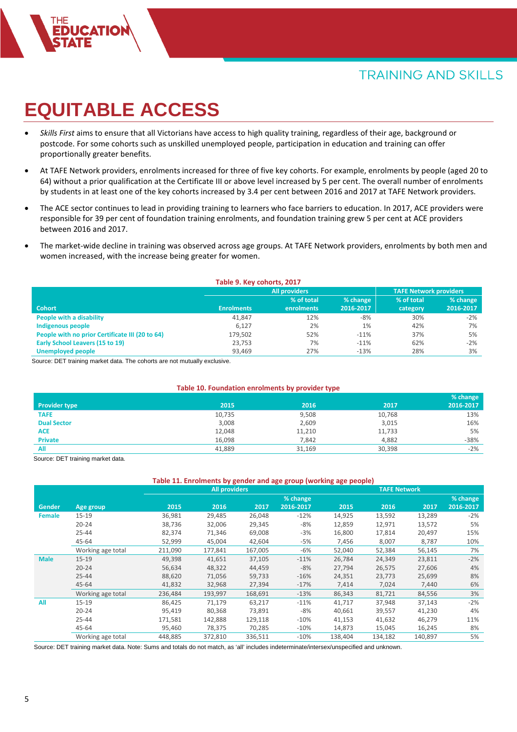# EQUITABLE ACCESS

- *Skills First* aims to ensure that all Victorians have access to high quality training, regardless of their age, background or postcode. For some cohorts such as unskilled unemployed people, participation in education and training can offer proportionally greater benefits.
- At TAFE Network providers, enrolments increased for three of five key cohorts. For example, enrolments by people (aged 20 to 64) without a prior qualification at the Certificate III or above level increased by 5 per cent. The overall number of enrolments by students in at least one of the key cohorts increased by 3.4 per cent between 2016 and 2017 at TAFE Network providers.
- The ACE sector continues to lead in providing training to learners who face barriers to education. In 2017, ACE providers were responsible for 39 per cent of foundation training enrolments, and foundation training grew 5 per cent at ACE providers between 2016 and 2017.
- The market-wide decline in training was observed across age groups. At TAFE Network providers, enrolments by both men and women increased, with the increase being greater for women.

**Table 9. Key cohorts, 2017**

| | All providers | | | TAFE Network providers | |
|---|---|---|---|---|---|
| Cohort | Enrolments | % of total enrolments | % change 2016-2017 | % of total category | % change 2016-2017 |
| People with a disability | 41,847 | 12% | -8% | 30% | -2% |
| Indigenous people | 6,127 | 2% | 1% | 42% | 7% |
| People with no prior Certificate III (20 to 64) | 179,502 | 52% | -11% | 37% | 5% |
| Early School Leavers (15 to 19) | 23,753 | 7% | -11% | 62% | -2% |
| Unemployed people | 93,469 | 27% | -13% | 28% | 3% |

Source: DET training market data. The cohorts are not mutually exclusive.

**Table 10. Foundation enrolments by provider type**

| Provider type | 2015 | 2016 | 2017 | % change 2016-2017 |
|---|---|---|---|---|
| TAFE | 10,735 | 9,508 | 10,768 | 13% |
| Dual Sector | 3,008 | 2,609 | 3,015 | 16% |
| ACE | 12,048 | 11,210 | 11,733 | 5% |
| Private | 16,098 | 7,842 | 4,882 | -38% |
| All | 41,889 | 31,169 | 30,398 | -2% |

Source: DET training market data.

**Table 11. Enrolments by gender and age group (working age people)**

| | | All providers | | | | TAFE Network | | | |
|---|---|---|---|---|---|---|---|---|---|
| Gender | Age group | 2015 | 2016 | 2017 | % change 2016-2017 | 2015 | 2016 | 2017 | % change 2016-2017 |
| Female | 15-19 | 36,981 | 29,485 | 26,048 | -12% | 14,925 | 13,592 | 13,289 | -2% |
| | 20-24 | 38,736 | 32,006 | 29,345 | -8% | 12,859 | 12,971 | 13,572 | 5% |
| | 25-44 | 82,374 | 71,346 | 69,008 | -3% | 16,800 | 17,814 | 20,497 | 15% |
| | 45-64 | 52,999 | 45,004 | 42,604 | -5% | 7,456 | 8,007 | 8,787 | 10% |
| | Working age total | 211,090 | 177,841 | 167,005 | -6% | 52,040 | 52,384 | 56,145 | 7% |
| Male | 15-19 | 49,398 | 41,651 | 37,105 | -11% | 26,784 | 24,349 | 23,811 | -2% |
| | 20-24 | 56,634 | 48,322 | 44,459 | -8% | 27,794 | 26,575 | 27,606 | 4% |
| | 25-44 | 88,620 | 71,056 | 59,733 | -16% | 24,351 | 23,773 | 25,699 | 8% |
| | 45-64 | 41,832 | 32,968 | 27,394 | -17% | 7,414 | 7,024 | 7,440 | 6% |
| | Working age total | 236,484 | 193,997 | 168,691 | -13% | 86,343 | 81,721 | 84,556 | 3% |
| All | 15-19 | 86,425 | 71,179 | 63,217 | -11% | 41,717 | 37,948 | 37,143 | -2% |
| | 20-24 | 95,419 | 80,368 | 73,891 | -8% | 40,661 | 39,557 | 41,230 | 4% |
| | 25-44 | 171,581 | 142,888 | 129,118 | -10% | 41,153 | 41,632 | 46,279 | 11% |
| | 45-64 | 95,460 | 78,375 | 70,285 | -10% | 14,873 | 15,045 | 16,245 | 8% |
| | Working age total | 448,885 | 372,810 | 336,511 | -10% | 138,404 | 134,182 | 140,897 | 5% |

Source: DET training market data. Note: Sums and totals do not match, as 'all' includes indeterminate/intersex/unspecified and unknown.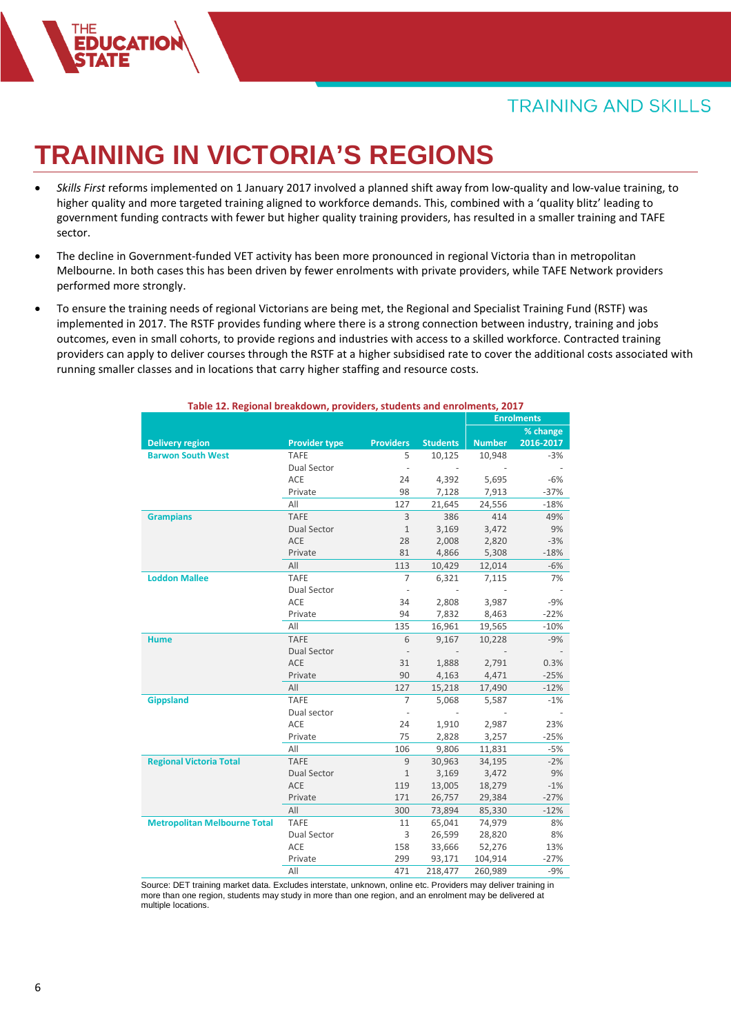# TRAINING IN VICTORIA'S REGIONS

- *Skills First* reforms implemented on 1 January 2017 involved a planned shift away from low-quality and low-value training, to higher quality and more targeted training aligned to workforce demands. This, combined with a 'quality blitz' leading to government funding contracts with fewer but higher quality training providers, has resulted in a smaller training and TAFE sector.
- The decline in Government-funded VET activity has been more pronounced in regional Victoria than in metropolitan Melbourne. In both cases this has been driven by fewer enrolments with private providers, while TAFE Network providers performed more strongly.
- To ensure the training needs of regional Victorians are being met, the Regional and Specialist Training Fund (RSTF) was implemented in 2017. The RSTF provides funding where there is a strong connection between industry, training and jobs outcomes, even in small cohorts, to provide regions and industries with access to a skilled workforce. Contracted training providers can apply to deliver courses through the RSTF at a higher subsidised rate to cover the additional costs associated with running smaller classes and in locations that carry higher staffing and resource costs.

**Table 12. Regional breakdown, providers, students and enrolments, 2017**

| Delivery region | Provider type | Providers | Students | Enrolments | |
|---|---|---|---|---|---|
| | | | | Number | % change 2016-2017 |
| Barwon South West | TAFE | 5 | 10,125 | 10,948 | -3% |
| | Dual Sector | - | - | - | - |
| | ACE | 24 | 4,392 | 5,695 | -6% |
| | Private | 98 | 7,128 | 7,913 | -37% |
| | All | 127 | 21,645 | 24,556 | -18% |
| Grampians | TAFE | 3 | 386 | 414 | 49% |
| | Dual Sector | 1 | 3,169 | 3,472 | 9% |
| | ACE | 28 | 2,008 | 2,820 | -3% |
| | Private | 81 | 4,866 | 5,308 | -18% |
| | All | 113 | 10,429 | 12,014 | -6% |
| Loddon Mallee | TAFE | 7 | 6,321 | 7,115 | 7% |
| | Dual Sector | - | - | - | - |
| | ACE | 34 | 2,808 | 3,987 | -9% |
| | Private | 94 | 7,832 | 8,463 | -22% |
| | All | 135 | 16,961 | 19,565 | -10% |
| Hume | TAFE | 6 | 9,167 | 10,228 | -9% |
| | Dual Sector | - | - | - | - |
| | ACE | 31 | 1,888 | 2,791 | 0.3% |
| | Private | 90 | 4,163 | 4,471 | -25% |
| | All | 127 | 15,218 | 17,490 | -12% |
| Gippsland | TAFE | 7 | 5,068 | 5,587 | -1% |
| | Dual sector | - | - | - | - |
| | ACE | 24 | 1,910 | 2,987 | 23% |
| | Private | 75 | 2,828 | 3,257 | -25% |
| | All | 106 | 9,806 | 11,831 | -5% |
| Regional Victoria Total | TAFE | 9 | 30,963 | 34,195 | -2% |
| | Dual Sector | 1 | 3,169 | 3,472 | 9% |
| | ACE | 119 | 13,005 | 18,279 | -1% |
| | Private | 171 | 26,757 | 29,384 | -27% |
| | All | 300 | 73,894 | 85,330 | -12% |
| Metropolitan Melbourne Total | TAFE | 11 | 65,041 | 74,979 | 8% |
| | Dual Sector | 3 | 26,599 | 28,820 | 8% |
| | ACE | 158 | 33,666 | 52,276 | 13% |
| | Private | 299 | 93,171 | 104,914 | -27% |
| | All | 471 | 218,477 | 260,989 | -9% |

Source: DET training market data. Excludes interstate, unknown, online etc. Providers may deliver training in more than one region, students may study in more than one region, and an enrolment may be delivered at multiple locations.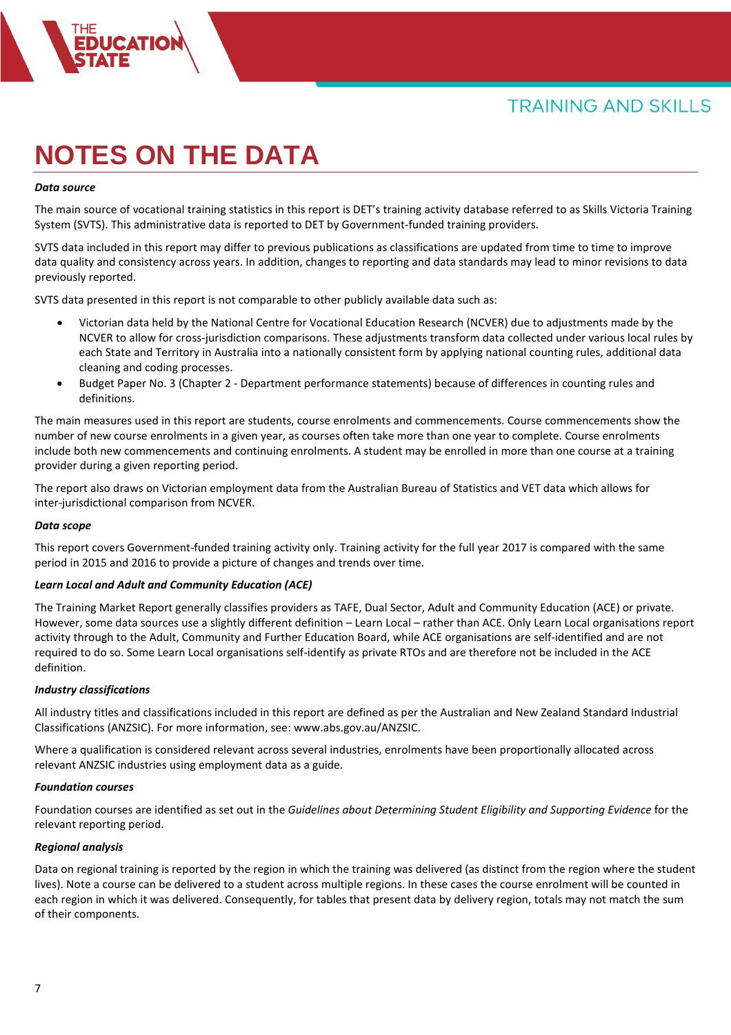# NOTES ON THE DATA

***Data source***

The main source of vocational training statistics in this report is DET's training activity database referred to as Skills Victoria Training System (SVTS). This administrative data is reported to DET by Government-funded training providers.

SVTS data included in this report may differ to previous publications as classifications are updated from time to time to improve data quality and consistency across years. In addition, changes to reporting and data standards may lead to minor revisions to data previously reported.

SVTS data presented in this report is not comparable to other publicly available data such as:

- Victorian data held by the National Centre for Vocational Education Research (NCVER) due to adjustments made by the NCVER to allow for cross-jurisdiction comparisons. These adjustments transform data collected under various local rules by each State and Territory in Australia into a nationally consistent form by applying national counting rules, additional data cleaning and coding processes.
- Budget Paper No. 3 (Chapter 2 - Department performance statements) because of differences in counting rules and definitions.

The main measures used in this report are students, course enrolments and commencements. Course commencements show the number of new course enrolments in a given year, as courses often take more than one year to complete. Course enrolments include both new commencements and continuing enrolments. A student may be enrolled in more than one course at a training provider during a given reporting period.

The report also draws on Victorian employment data from the Australian Bureau of Statistics and VET data which allows for inter-jurisdictional comparison from NCVER.

***Data scope***

This report covers Government-funded training activity only. Training activity for the full year 2017 is compared with the same period in 2015 and 2016 to provide a picture of changes and trends over time.

***Learn Local and Adult and Community Education (ACE)***

The Training Market Report generally classifies providers as TAFE, Dual Sector, Adult and Community Education (ACE) or private. However, some data sources use a slightly different definition – Learn Local – rather than ACE. Only Learn Local organisations report activity through to the Adult, Community and Further Education Board, while ACE organisations are self-identified and are not required to do so. Some Learn Local organisations self-identify as private RTOs and are therefore not be included in the ACE definition.

***Industry classifications***

All industry titles and classifications included in this report are defined as per the Australian and New Zealand Standard Industrial Classifications (ANZSIC). For more information, see: www.abs.gov.au/ANZSIC.

Where a qualification is considered relevant across several industries, enrolments have been proportionally allocated across relevant ANZSIC industries using employment data as a guide.

***Foundation courses***

Foundation courses are identified as set out in the *Guidelines about Determining Student Eligibility and Supporting Evidence* for the relevant reporting period.

***Regional analysis***

Data on regional training is reported by the region in which the training was delivered (as distinct from the region where the student lives). Note a course can be delivered to a student across multiple regions. In these cases the course enrolment will be counted in each region in which it was delivered. Consequently, for tables that present data by delivery region, totals may not match the sum of their components.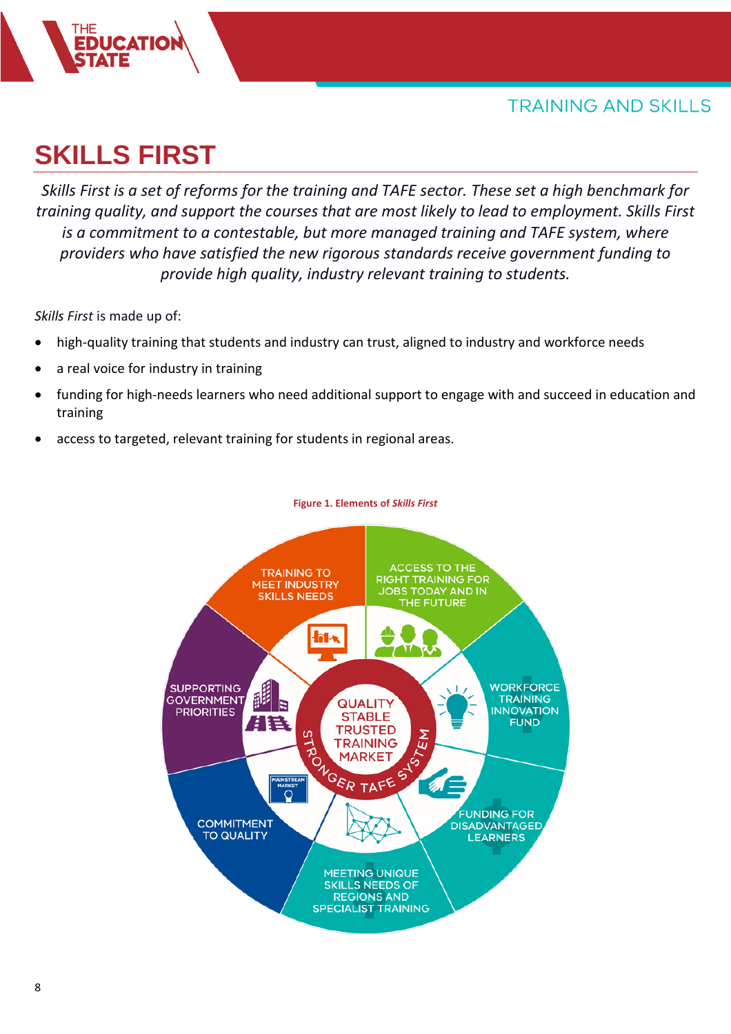# SKILLS FIRST

*Skills First is a set of reforms for the training and TAFE sector. These set a high benchmark for training quality, and support the courses that are most likely to lead to employment. Skills First is a commitment to a contestable, but more managed training and TAFE system, where providers who have satisfied the new rigorous standards receive government funding to provide high quality, industry relevant training to students.*

*Skills First* is made up of:

- high-quality training that students and industry can trust, aligned to industry and workforce needs
- a real voice for industry in training
- funding for high-needs learners who need additional support to engage with and succeed in education and training
- access to targeted, relevant training for students in regional areas.

**Figure 1. Elements of *Skills First***

TRAINING TO MEET INDUSTRY SKILLS NEEDS

ACCESS TO THE RIGHT TRAINING FOR JOBS TODAY AND IN THE FUTURE

WORKFORCE TRAINING INNOVATION FUND

FUNDING FOR DISADVANTAGED LEARNERS

MEETING UNIQUE SKILLS NEEDS OF REGIONS AND SPECIALIST TRAINING

COMMITMENT TO QUALITY

SUPPORTING GOVERNMENT PRIORITIES

MAINSTREAM MARKET

QUALITY STABLE TRUSTED TRAINING MARKET

STRONGER TAFE SYSTEM